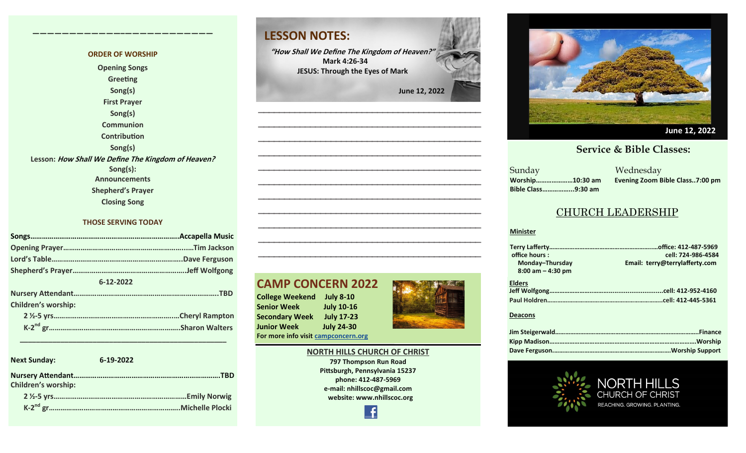## ORDER OF WORSHIP

Opening Songs
Greeting
Song(s)
First Prayer
Song(s)
Communion
Contribution
Song(s)
Lesson: *How Shall We Define The Kingdom of Heaven?*
Song(s):
Announcements
Shepherd's Prayer
Closing Song

## THOSE SERVING TODAY

**Songs**……………………………………………………………………Accapella Music
**Opening Prayer**…………………………………………………………Tim Jackson
**Lord's Table**……………………………………………………………Dave Ferguson
**Shepherd's Prayer**……………………………………………………Jeff Wolfgong

6-12-2022

**Nursery Attendant**………………………………………………………………TBD
**Children's worship:**
2 ½-5 yrs……………………………………………………………Cheryl Rampton
K-2nd gr……………………………………………………………Sharon Walters

**Next Sunday:** 6-19-2022

**Nursery Attendant**………………………………………………………………TBD
**Children's worship:**
2 ½-5 yrs……………………………………………………………Emily Norwig
K-2nd gr……………………………………………………………Michelle Plocki

## LESSON NOTES:

***"How Shall We Define The Kingdom of Heaven?"***
**Mark 4:26-34**
**JESUS: Through the Eyes of Mark**

**June 12, 2022**

## CAMP CONCERN 2022

**College Weekend** July 8-10
**Senior Week** July 10-16
**Secondary Week** July 17-23
**Junior Week** July 24-30
**For more info visit** campconcern.org

**NORTH HILLS CHURCH OF CHRIST**
797 Thompson Run Road
Pittsburgh, Pennsylvania 15237
phone: 412-487-5969
e-mail: nhillscoc@gmail.com
website: www.nhillscoc.org

**June 12, 2022**

## Service & Bible Classes:

**Sunday**
Worship…………………10:30 am
Bible Class……………..9:30 am

**Wednesday**
Evening Zoom Bible Class..7:00 pm

## CHURCH LEADERSHIP

**Minister**

Terry Lafferty……………………………………………office: 412-487-5969
office hours: cell: 724-986-4584
Monday–Thursday
8:00 am – 4:30 pm
Email: terry@terrylafferty.com

**Elders**

Jeff Wolfgong……………………………………………cell: 412-952-4160
Paul Holdren………………………………………………cell: 412-445-5361

**Deacons**

Jim Steigerwald………………………………………………………Finance
Kipp Madison…………………………………………………………Worship
Dave Ferguson………………………………………………Worship Support

NORTH HILLS CHURCH OF CHRIST
REACHING. GROWING. PLANTING.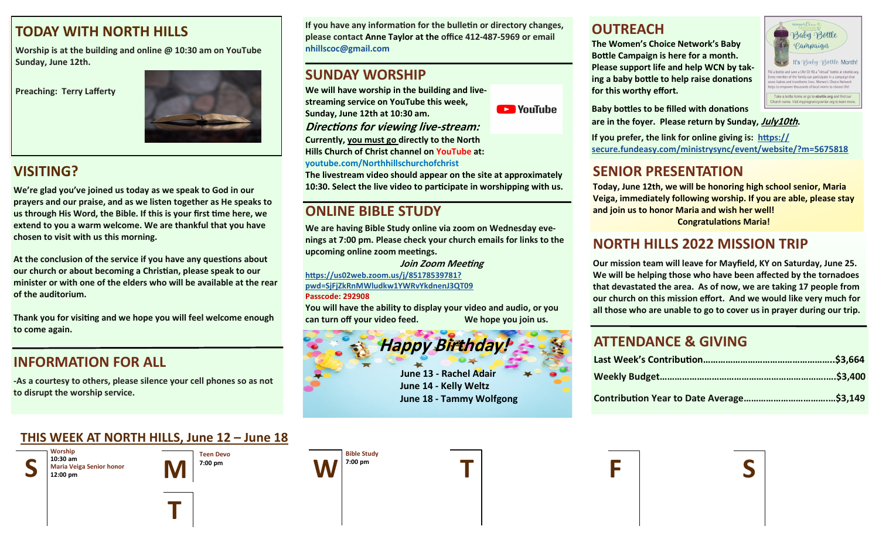## TODAY WITH NORTH HILLS

**Worship is at the building and online @ 10:30 am on YouTube Sunday, June 12th.**

**Preaching: Terry Lafferty**

## VISITING?

**We're glad you've joined us today as we speak to God in our prayers and our praise, and as we listen together as He speaks to us through His Word, the Bible. If this is your first time here, we extend to you a warm welcome. We are thankful that you have chosen to visit with us this morning.**

**At the conclusion of the service if you have any questions about our church or about becoming a Christian, please speak to our minister or with one of the elders who will be available at the rear of the auditorium.**

**Thank you for visiting and we hope you will feel welcome enough to come again.**

## INFORMATION FOR ALL

**-As a courtesy to others, please silence your cell phones so as not to disrupt the worship service.**

**If you have any information for the bulletin or directory changes, please contact Anne Taylor at the office 412-487-5969 or email nhillscoc@gmail.com**

## SUNDAY WORSHIP

**We will have worship in the building and live-streaming service on YouTube this week, Sunday, June 12th at 10:30 am.**

***Directions for viewing live-stream:***

**Currently, you must go directly to the North Hills Church of Christ channel on YouTube at: youtube.com/Northhillschurchofchrist**

**The livestream video should appear on the site at approximately 10:30. Select the live video to participate in worshipping with us.**

## ONLINE BIBLE STUDY

**We are having Bible Study online via zoom on Wednesday evenings at 7:00 pm. Please check your church emails for links to the upcoming online zoom meetings.**

***Join Zoom Meeting***

**https://us02web.zoom.us/j/85178539781?pwd=SjFjZkRnMWludkw1YWRvYkdnenJ3QT09**

**Passcode: 292908**

**You will have the ability to display your video and audio, or you can turn off your video feed. We hope you join us.**

***Happy Birthday!***

**June 13 - Rachel Adair**
**June 14 - Kelly Weltz**
**June 18 - Tammy Wolfgong**

## OUTREACH

**The Women's Choice Network's Baby Bottle Campaign is here for a month. Please support life and help WCN by taking a baby bottle to help raise donations for this worthy effort.**

**Baby bottles to be filled with donations are in the foyer. Please return by Sunday, *July10th*.**

**If you prefer, the link for online giving is: https://secure.fundeasy.com/ministrysync/event/website/?m=5675818**

## SENIOR PRESENTATION

**Today, June 12th, we will be honoring high school senior, Maria Veiga, immediately following worship. If you are able, please stay and join us to honor Maria and wish her well!**
**Congratulations Maria!**

## NORTH HILLS 2022 MISSION TRIP

**Our mission team will leave for Mayfield, KY on Saturday, June 25. We will be helping those who have been affected by the tornadoes that devastated the area. As of now, we are taking 17 people from our church on this mission effort. And we would like very much for all those who are unable to go to cover us in prayer during our trip.**

## ATTENDANCE & GIVING

| | |
|---|---|
| **Last Week's Contribution** | **$3,664** |
| **Weekly Budget** | **$3,400** |
| **Contribution Year to Date Average** | **$3,149** |

## THIS WEEK AT NORTH HILLS, June 12 – June 18

**S** – Worship 10:30 am; Maria Veiga Senior honor 12:00 pm

**M** – Teen Devo 7:00 pm

**T**

**W** – Bible Study 7:00 pm

**T**

**F**

**S**